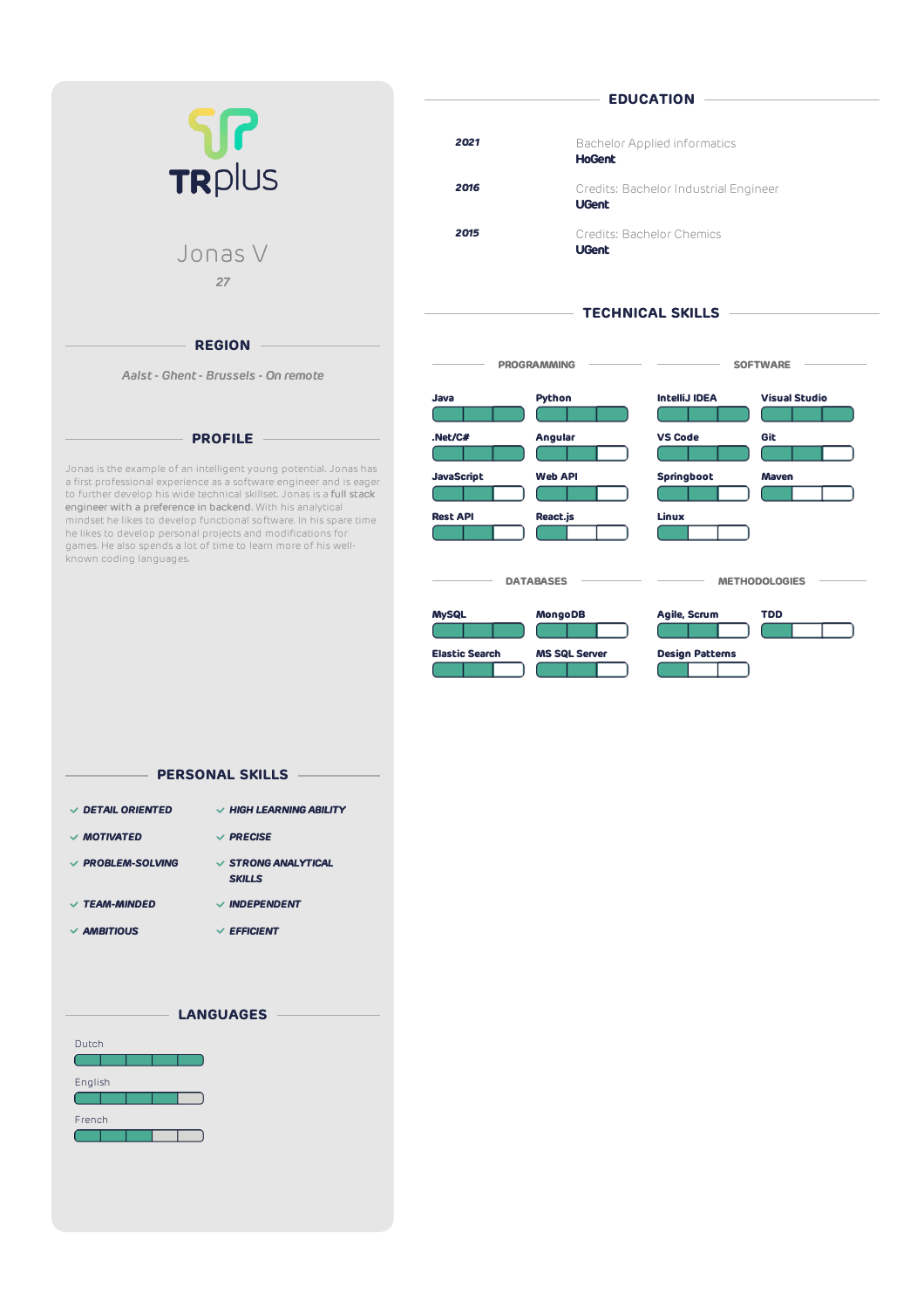TRplus

# Jonas V

*27*

## REGION

*Aalst - Ghent - Brussels - On remote*

## PROFILE

Jonas is the example of an intelligent young potential. Jonas has a first professional experience as a software engineer and is eager to further develop his wide technical skillset. Jonas is a full stack engineer with a preference in backend. With his analytical mindset he likes to develop functional software. In his spare time he likes to develop personal projects and modifications for games. He also spends a lot of time to learn more of his well-known coding languages.

## PERSONAL SKILLS

- DETAIL ORIENTED
- HIGH LEARNING ABILITY
- MOTIVATED
- PRECISE
- PROBLEM-SOLVING
- STRONG ANALYTICAL SKILLS
- TEAM-MINDED
- INDEPENDENT
- AMBITIOUS
- EFFICIENT

## LANGUAGES

- Dutch
- English
- French

## EDUCATION

| Year | Education |
|---|---|
| ***2021*** | Bachelor Applied informatics<br>**HoGent** |
| ***2016*** | Credits: Bachelor Industrial Engineer<br>**UGent** |
| ***2015*** | Credits: Bachelor Chemics<br>**UGent** |

## TECHNICAL SKILLS

### PROGRAMMING

- **Java**
- **Python**
- **.Net/C#**
- **Angular**
- **JavaScript**
- **Web API**
- **Rest API**
- **React.js**

### SOFTWARE

- **IntelliJ IDEA**
- **Visual Studio**
- **VS Code**
- **Git**
- **Springboot**
- **Maven**
- **Linux**

### DATABASES

- **MySQL**
- **MongoDB**
- **Elastic Search**
- **MS SQL Server**

### METHODOLOGIES

- **Agile, Scrum**
- **TDD**
- **Design Patterns**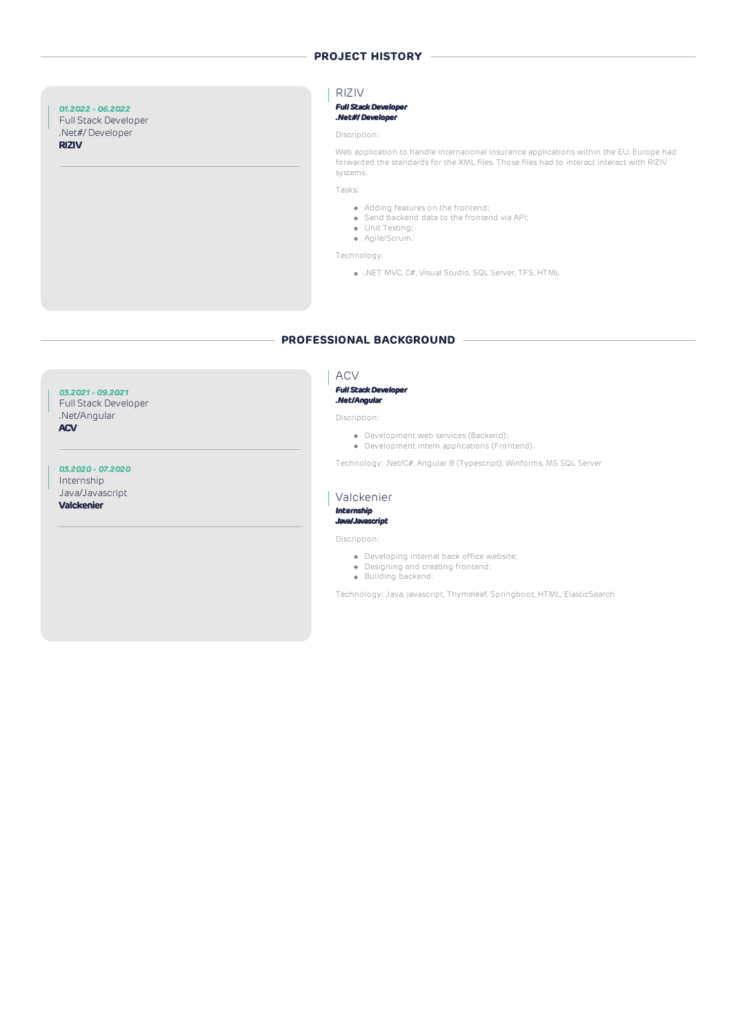## PROJECT HISTORY

*01.2022 - 06.2022*
Full Stack Developer
.Net#/ Developer
**RIZIV**

### RIZIV

***Full Stack Developer***
***.Net#/ Developer***

Discription:

Web application to handle international insurance applications within the EU. Europe had forwarded the standards for the XML files. Those files had to interact interact with RIZIV systems.

Tasks:

- Adding features on the frontend;
- Send backend data to the frontend via API;
- Unit Testing;
- Agile/Scrum.

Technology:

- .NET MVC, C#, Visual Studio, SQL Server, TFS, HTML

## PROFESSIONAL BACKGROUND

*03.2021 - 09.2021*
Full Stack Developer
.Net/Angular
**ACV**

*03.2020 - 07.2020*
Internship
Java/Javascript
**Valckenier**

### ACV

***Full Stack Developer***
***.Net/Angular***

Discription:

- Development web services (Backend);
- Development intern applications (Frontend).

Technology: .Net/C#, Angular 8 (Typescript), Winforms, MS SQL Server

### Valckenier

***Internship***
***Java/Javascript***

Discription:

- Developing internal back office website;
- Designing and creating frontend;
- Building backend.

Technology: Java, javascript, Thymeleaf, Springboot, HTML, ElasticSearch